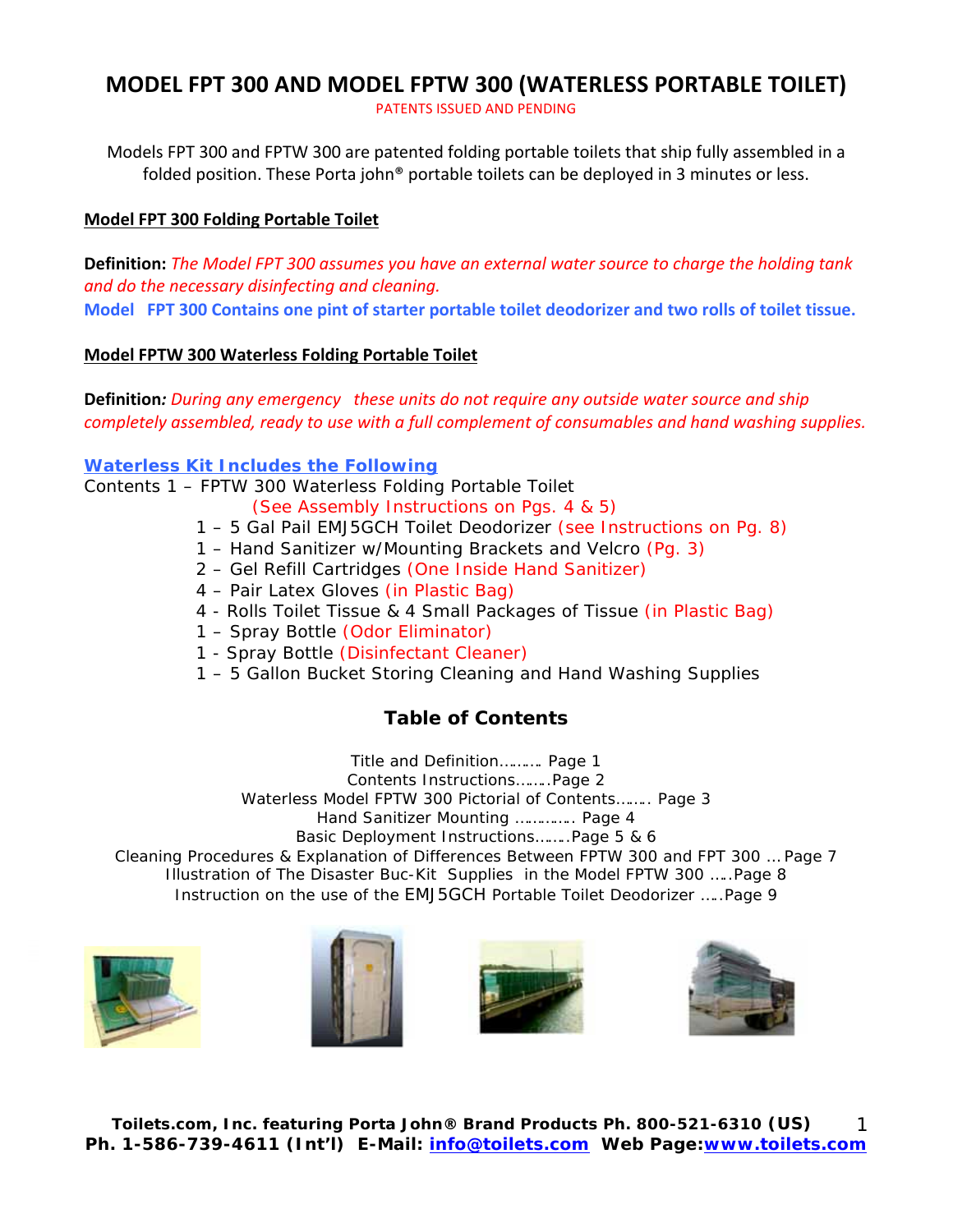# MODEL FPT 300 AND MODEL FPTW 300 (WATERLESS PORTABLE TOILET)

PATENTS ISSUED AND PENDING

Models FPT 300 and FPTW 300 are patented folding portable toilets that ship fully assembled in a folded position. These Porta john® portable toilets can be deployed in 3 minutes or less.

**Model FPT 300 Folding Portable Toilet**

**Definition:** *The Model FPT 300 assumes you have an external water source to charge the holding tank and do the necessary disinfecting and cleaning.*

**Model FPT 300 Contains one pint of starter portable toilet deodorizer and two rolls of toilet tissue.**

**Model FPTW 300 Waterless Folding Portable Toilet**

**Definition***: During any emergency these units do not require any outside water source and ship completely assembled, ready to use with a full complement of consumables and hand washing supplies.*

**Waterless Kit Includes the Following**

Contents 1 – FPTW 300 Waterless Folding Portable Toilet (See Assembly Instructions on Pgs. 4 & 5)

- 1 – 5 Gal Pail EMJ5GCH Toilet Deodorizer (see Instructions on Pg. 8)
- 1 – Hand Sanitizer w/Mounting Brackets and Velcro (Pg. 3)
- 2 – Gel Refill Cartridges (One Inside Hand Sanitizer)
- 4 – Pair Latex Gloves (in Plastic Bag)
- 4 - Rolls Toilet Tissue & 4 Small Packages of Tissue (in Plastic Bag)
- 1 – Spray Bottle (Odor Eliminator)
- 1 - Spray Bottle (Disinfectant Cleaner)
- 1 – 5 Gallon Bucket Storing Cleaning and Hand Washing Supplies

## Table of Contents

Title and Definition………. Page 1
Contents Instructions…….Page 2
Waterless Model FPTW 300 Pictorial of Contents……. Page 3
Hand Sanitizer Mounting …………. Page 4
Basic Deployment Instructions…….Page 5 & 6
Cleaning Procedures & Explanation of Differences Between FPTW 300 and FPT 300 … Page 7
Illustration of The Disaster Buc-Kit Supplies in the Model FPTW 300 ….Page 8
Instruction on the use of the EMJ5GCH Portable Toilet Deodorizer …..Page 9

**Toilets.com, Inc. featuring Porta John® Brand Products Ph. 800-521-6310 (US)**
**Ph. 1-586-739-4611 (Int'l) E-Mail: info@toilets.com Web Page: www.toilets.com**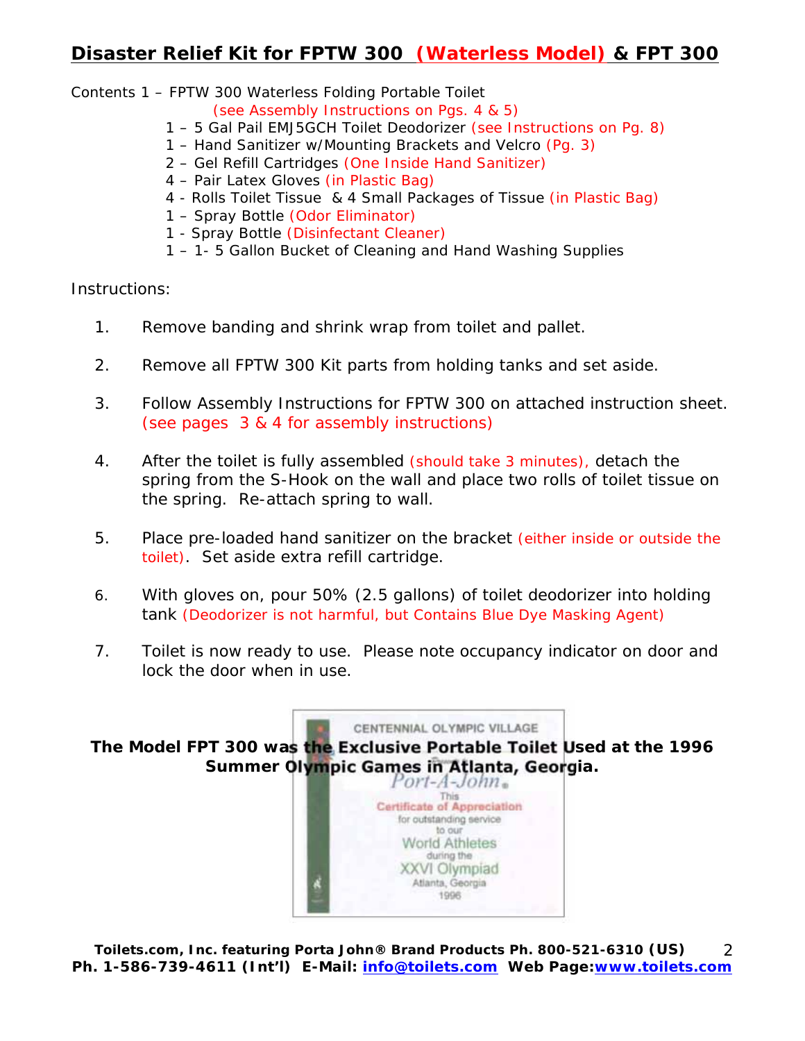# **Disaster Relief Kit for FPTW 300 (Waterless Model) & FPT 300**

Contents 1 – FPTW 300 Waterless Folding Portable Toilet
(see Assembly Instructions on Pgs. 4 & 5)

- 1 – 5 Gal Pail EMJ5GCH Toilet Deodorizer (see Instructions on Pg. 8)
- 1 – Hand Sanitizer w/Mounting Brackets and Velcro (Pg. 3)
- 2 – Gel Refill Cartridges (One Inside Hand Sanitizer)
- 4 – Pair Latex Gloves (in Plastic Bag)
- 4 - Rolls Toilet Tissue & 4 Small Packages of Tissue (in Plastic Bag)
- 1 – Spray Bottle (Odor Eliminator)
- 1 - Spray Bottle (Disinfectant Cleaner)
- 1 – 1- 5 Gallon Bucket of Cleaning and Hand Washing Supplies

Instructions:

1. Remove banding and shrink wrap from toilet and pallet.
2. Remove all FPTW 300 Kit parts from holding tanks and set aside.
3. Follow Assembly Instructions for FPTW 300 on attached instruction sheet. (see pages 3 & 4 for assembly instructions)
4. After the toilet is fully assembled (should take 3 minutes), detach the spring from the S-Hook on the wall and place two rolls of toilet tissue on the spring. Re-attach spring to wall.
5. Place pre-loaded hand sanitizer on the bracket (either inside or outside the toilet). Set aside extra refill cartridge.
6. With gloves on, pour 50% (2.5 gallons) of toilet deodorizer into holding tank (Deodorizer is not harmful, but Contains Blue Dye Masking Agent)
7. Toilet is now ready to use. Please note occupancy indicator on door and lock the door when in use.

**The Model FPT 300 was the Exclusive Portable Toilet Used at the 1996 Summer Olympic Games in Atlanta, Georgia.**

CENTENNIAL OLYMPIC VILLAGE
Port-A-John
This
Certificate of Appreciation
for outstanding service
to our
World Athletes
during the
XXVI Olympiad
Atlanta, Georgia
1996

**Toilets.com, Inc. featuring Porta John® Brand Products Ph. 800-521-6310 (US)**
**Ph. 1-586-739-4611 (Int'l) E-Mail: info@toilets.com Web Page: www.toilets.com**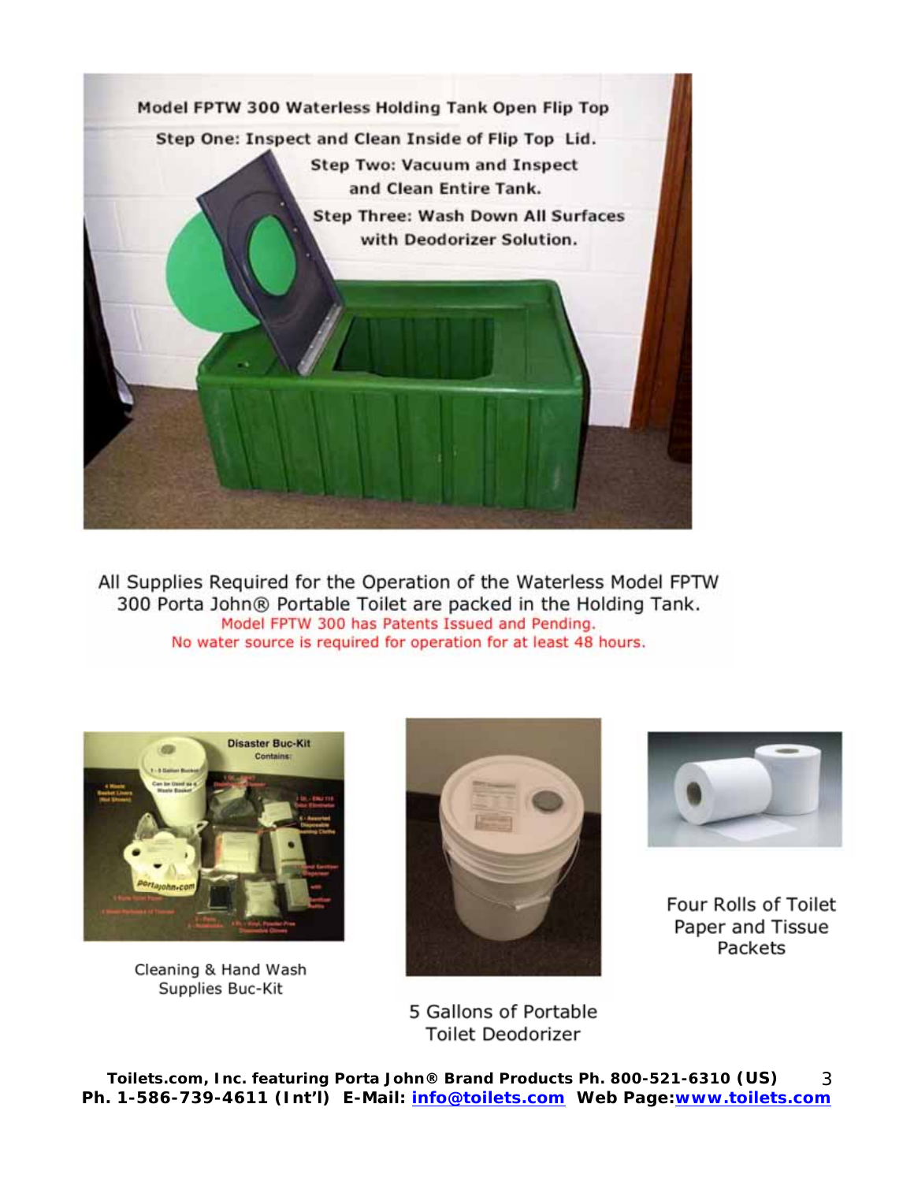Model FPTW 300 Waterless Holding Tank Open Flip Top

Step One: Inspect and Clean Inside of Flip Top Lid.

Step Two: Vacuum and Inspect and Clean Entire Tank.

Step Three: Wash Down All Surfaces with Deodorizer Solution.

All Supplies Required for the Operation of the Waterless Model FPTW 300 Porta John® Portable Toilet are packed in the Holding Tank.

Model FPTW 300 has Patents Issued and Pending.

No water source is required for operation for at least 48 hours.

Cleaning & Hand Wash Supplies Buc-Kit

5 Gallons of Portable Toilet Deodorizer

Four Rolls of Toilet Paper and Tissue Packets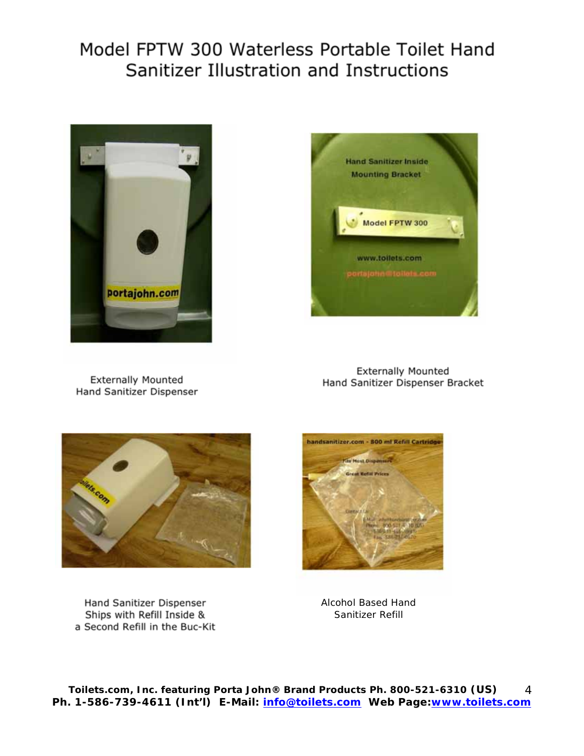# Model FPTW 300 Waterless Portable Toilet Hand Sanitizer Illustration and Instructions

Externally Mounted Hand Sanitizer Dispenser

Externally Mounted Hand Sanitizer Dispenser Bracket

Hand Sanitizer Dispenser Ships with Refill Inside & a Second Refill in the Buc-Kit

Alcohol Based Hand Sanitizer Refill

**Toilets.com, Inc. featuring Porta John® Brand Products Ph. 800-521-6310 (US) Ph. 1-586-739-4611 (Int'l) E-Mail: info@toilets.com Web Page: www.toilets.com**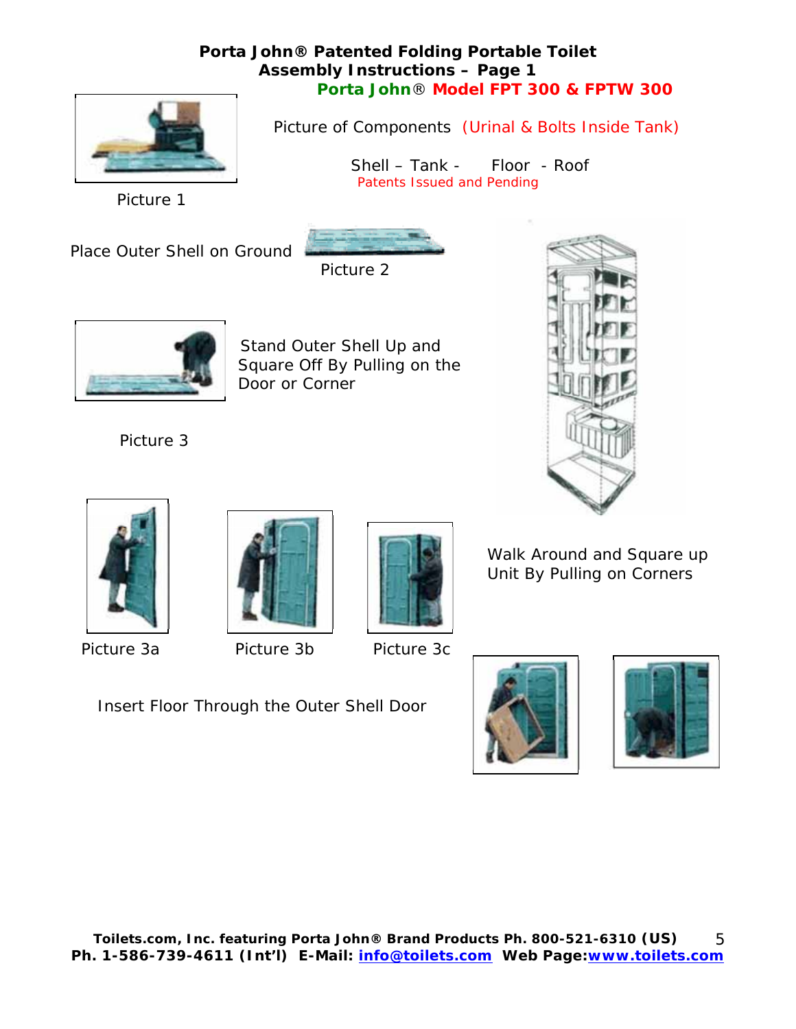# Porta John® Patented Folding Portable Toilet
## Assembly Instructions – Page 1
### Porta John® Model FPT 300 & FPTW 300

Picture of Components (Urinal & Bolts Inside Tank)

Shell – Tank - Floor - Roof

Patents Issued and Pending

Picture 1

Place Outer Shell on Ground

Picture 2

Stand Outer Shell Up and Square Off By Pulling on the Door or Corner

Picture 3

Picture 3a

Picture 3b

Picture 3c

Walk Around and Square up Unit By Pulling on Corners

Insert Floor Through the Outer Shell Door

**Toilets.com, Inc. featuring Porta John® Brand Products Ph. 800-521-6310 (US)**
**Ph. 1-586-739-4611 (Int'l) E-Mail: info@toilets.com Web Page: www.toilets.com**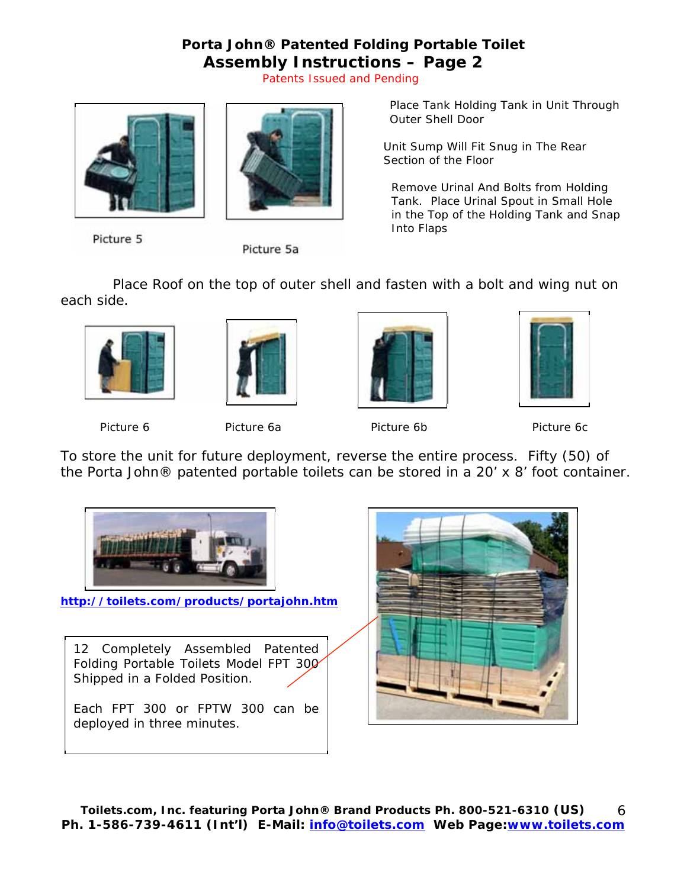# Porta John® Patented Folding Portable Toilet
## Assembly Instructions – Page 2
Patents Issued and Pending

Picture 5

Picture 5a

Place Tank Holding Tank in Unit Through Outer Shell Door

Unit Sump Will Fit Snug in The Rear Section of the Floor

Remove Urinal And Bolts from Holding Tank. Place Urinal Spout in Small Hole in the Top of the Holding Tank and Snap Into Flaps

Place Roof on the top of outer shell and fasten with a bolt and wing nut on each side.

Picture 6

Picture 6a

Picture 6b

Picture 6c

To store the unit for future deployment, reverse the entire process. Fifty (50) of the Porta John® patented portable toilets can be stored in a 20' x 8' foot container.

http://toilets.com/products/portajohn.htm

12 Completely Assembled Patented Folding Portable Toilets Model FPT 300 Shipped in a Folded Position.

Each FPT 300 or FPTW 300 can be deployed in three minutes.

**Toilets.com, Inc. featuring Porta John® Brand Products Ph. 800-521-6310 (US)**
**Ph. 1-586-739-4611 (Int'l) E-Mail: info@toilets.com Web Page: www.toilets.com**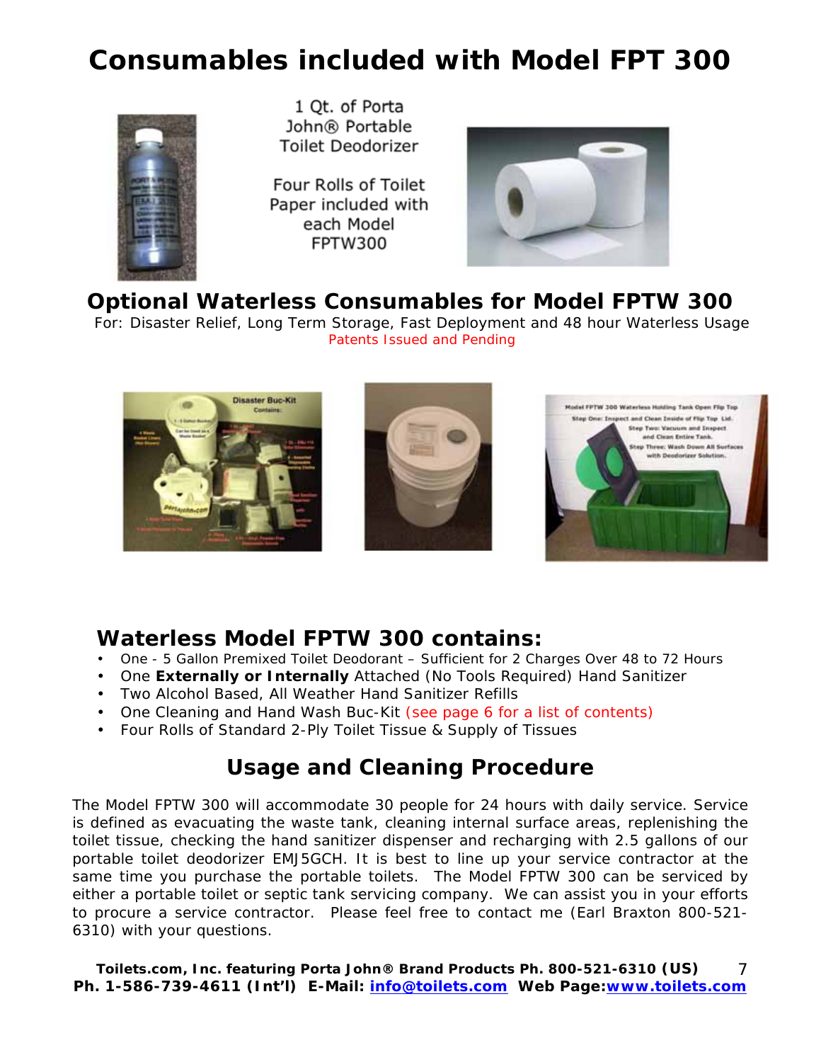# Consumables included with Model FPT 300

1 Qt. of Porta John® Portable Toilet Deodorizer

Four Rolls of Toilet Paper included with each Model FPTW300

## Optional Waterless Consumables for Model FPTW 300

For: Disaster Relief, Long Term Storage, Fast Deployment and 48 hour Waterless Usage

Patents Issued and Pending

## Waterless Model FPTW 300 contains:

- One - 5 Gallon Premixed Toilet Deodorant – Sufficient for 2 Charges Over 48 to 72 Hours
- One **Externally or Internally** Attached (No Tools Required) Hand Sanitizer
- Two Alcohol Based, All Weather Hand Sanitizer Refills
- One Cleaning and Hand Wash Buc-Kit (see page 6 for a list of contents)
- Four Rolls of Standard 2-Ply Toilet Tissue & Supply of Tissues

## Usage and Cleaning Procedure

The Model FPTW 300 will accommodate 30 people for 24 hours with daily service. Service is defined as evacuating the waste tank, cleaning internal surface areas, replenishing the toilet tissue, checking the hand sanitizer dispenser and recharging with 2.5 gallons of our portable toilet deodorizer EMJ5GCH. It is best to line up your service contractor at the same time you purchase the portable toilets. The Model FPTW 300 can be serviced by either a portable toilet or septic tank servicing company. We can assist you in your efforts to procure a service contractor. Please feel free to contact me (Earl Braxton 800-521-6310) with your questions.

**Toilets.com, Inc. featuring Porta John® Brand Products Ph. 800-521-6310 (US)**
**Ph. 1-586-739-4611 (Int'l) E-Mail: info@toilets.com Web Page: www.toilets.com**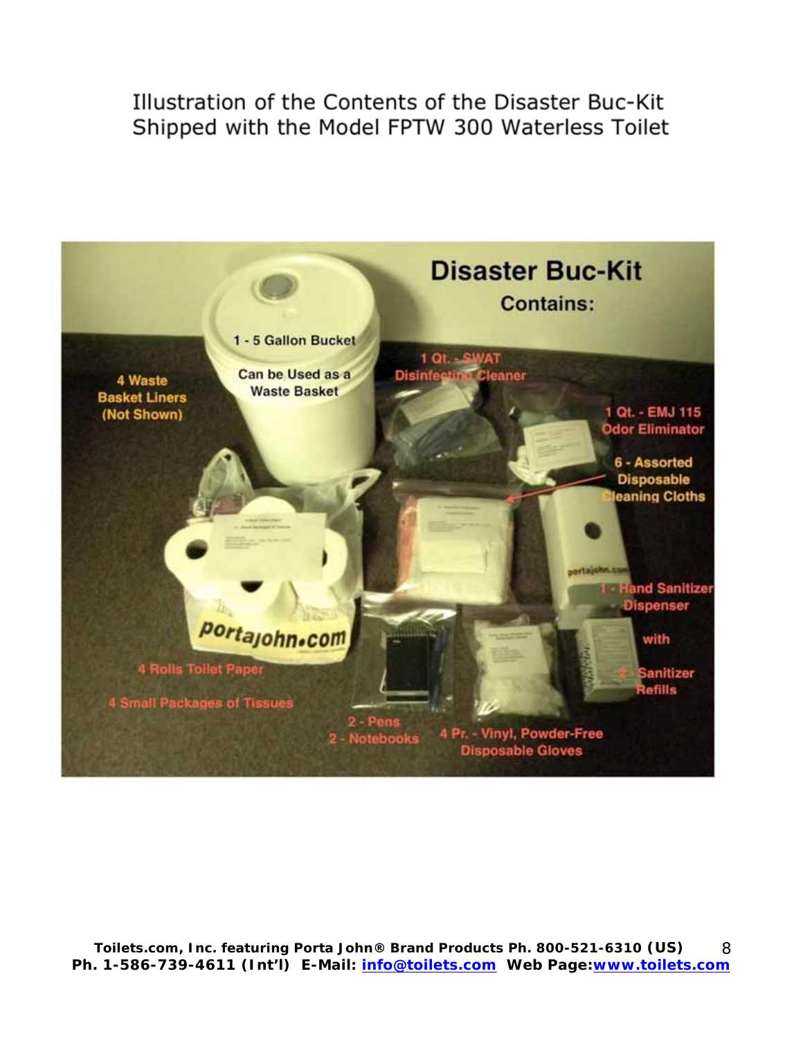# Illustration of the Contents of the Disaster Buc-Kit Shipped with the Model FPTW 300 Waterless Toilet

**Disaster Buc-Kit**

**Contains:**

- 1 - 5 Gallon Bucket — Can be Used as a Waste Basket
- 4 Waste Basket Liners (Not Shown)
- 1 Qt. - SWAT Disinfecting Cleaner
- 1 Qt. - EMJ 115 Odor Eliminator
- 6 - Assorted Disposable Cleaning Cloths
- 1 - Hand Sanitizer Dispenser with 2 - Sanitizer Refills
- 4 Rolls Toilet Paper
- 4 Small Packages of Tissues
- 2 - Pens
- 2 - Notebooks
- 4 Pr. - Vinyl, Powder-Free Disposable Gloves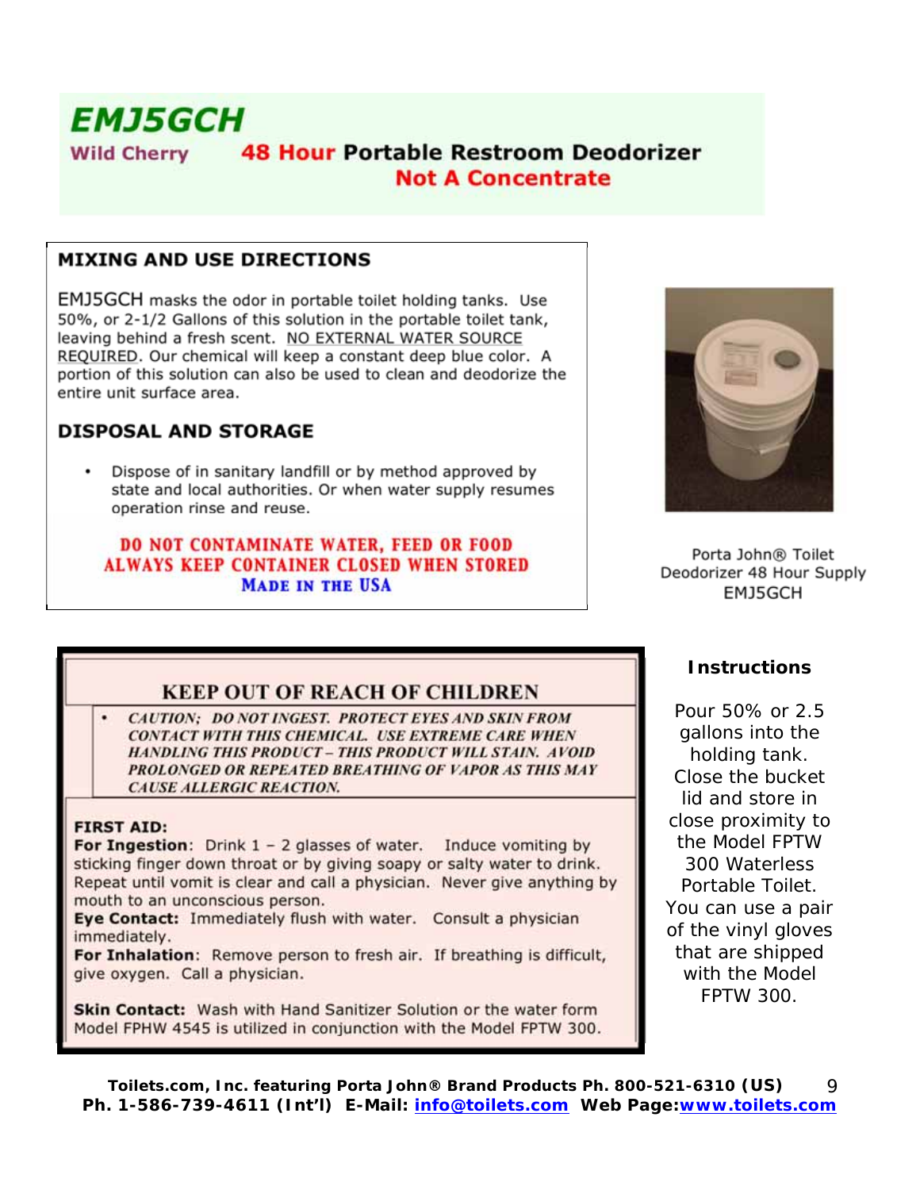# EMJ5GCH

**Wild Cherry** **48 Hour Portable Restroom Deodorizer**
**Not A Concentrate**

## MIXING AND USE DIRECTIONS

EMJ5GCH masks the odor in portable toilet holding tanks. Use 50%, or 2-1/2 Gallons of this solution in the portable toilet tank, leaving behind a fresh scent. NO EXTERNAL WATER SOURCE REQUIRED. Our chemical will keep a constant deep blue color. A portion of this solution can also be used to clean and deodorize the entire unit surface area.

## DISPOSAL AND STORAGE

- Dispose of in sanitary landfill or by method approved by state and local authorities. Or when water supply resumes operation rinse and reuse.

**DO NOT CONTAMINATE WATER, FEED OR FOOD**
**ALWAYS KEEP CONTAINER CLOSED WHEN STORED**
**MADE IN THE USA**

Porta John® Toilet Deodorizer 48 Hour Supply EMJ5GCH

## KEEP OUT OF REACH OF CHILDREN

- ***CAUTION; DO NOT INGEST. PROTECT EYES AND SKIN FROM CONTACT WITH THIS CHEMICAL. USE EXTREME CARE WHEN HANDLING THIS PRODUCT – THIS PRODUCT WILL STAIN. AVOID PROLONGED OR REPEATED BREATHING OF VAPOR AS THIS MAY CAUSE ALLERGIC REACTION.***

**FIRST AID:**
**For Ingestion**: Drink 1 – 2 glasses of water. Induce vomiting by sticking finger down throat or by giving soapy or salty water to drink. Repeat until vomit is clear and call a physician. Never give anything by mouth to an unconscious person.
**Eye Contact:** Immediately flush with water. Consult a physician immediately.
**For Inhalation**: Remove person to fresh air. If breathing is difficult, give oxygen. Call a physician.

**Skin Contact:** Wash with Hand Sanitizer Solution or the water form Model FPHW 4545 is utilized in conjunction with the Model FPTW 300.

### Instructions

Pour 50% or 2.5 gallons into the holding tank. Close the bucket lid and store in close proximity to the Model FPTW 300 Waterless Portable Toilet. You can use a pair of the vinyl gloves that are shipped with the Model FPTW 300.

**Toilets.com, Inc. featuring Porta John® Brand Products Ph. 800-521-6310 (US) Ph. 1-586-739-4611 (Int'l) E-Mail: info@toilets.com Web Page: www.toilets.com**